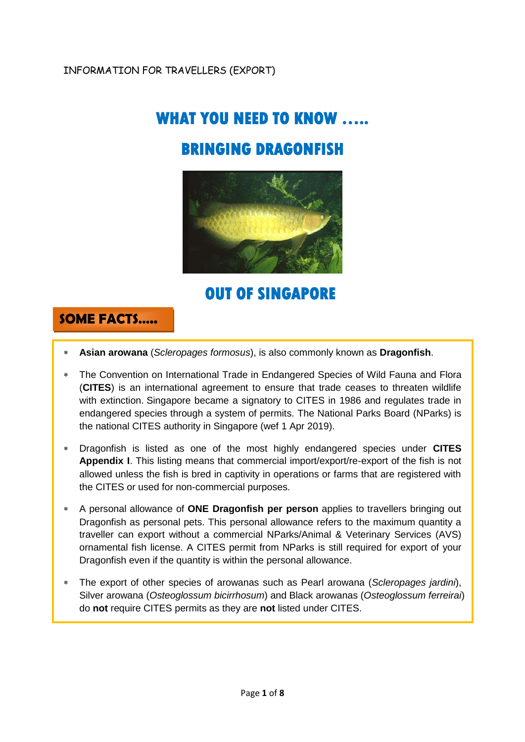INFORMATION FOR TRAVELLERS (EXPORT)

# WHAT YOU NEED TO KNOW …..

# BRINGING DRAGONFISH

# OUT OF SINGAPORE

## SOME FACTS…..

* **Asian arowana** (*Scleropages formosus*), is also commonly known as **Dragonfish**.

* The Convention on International Trade in Endangered Species of Wild Fauna and Flora (**CITES**) is an international agreement to ensure that trade ceases to threaten wildlife with extinction. Singapore became a signatory to CITES in 1986 and regulates trade in endangered species through a system of permits. The National Parks Board (NParks) is the national CITES authority in Singapore (wef 1 Apr 2019).

* Dragonfish is listed as one of the most highly endangered species under **CITES Appendix I**. This listing means that commercial import/export/re-export of the fish is not allowed unless the fish is bred in captivity in operations or farms that are registered with the CITES or used for non-commercial purposes.

* A personal allowance of **ONE Dragonfish per person** applies to travellers bringing out Dragonfish as personal pets. This personal allowance refers to the maximum quantity a traveller can export without a commercial NParks/Animal & Veterinary Services (AVS) ornamental fish license. A CITES permit from NParks is still required for export of your Dragonfish even if the quantity is within the personal allowance.

* The export of other species of arowanas such as Pearl arowana (*Scleropages jardini*), Silver arowana (*Osteoglossum bicirrhosum*) and Black arowanas (*Osteoglossum ferreirai*) do **not** require CITES permits as they are **not** listed under CITES.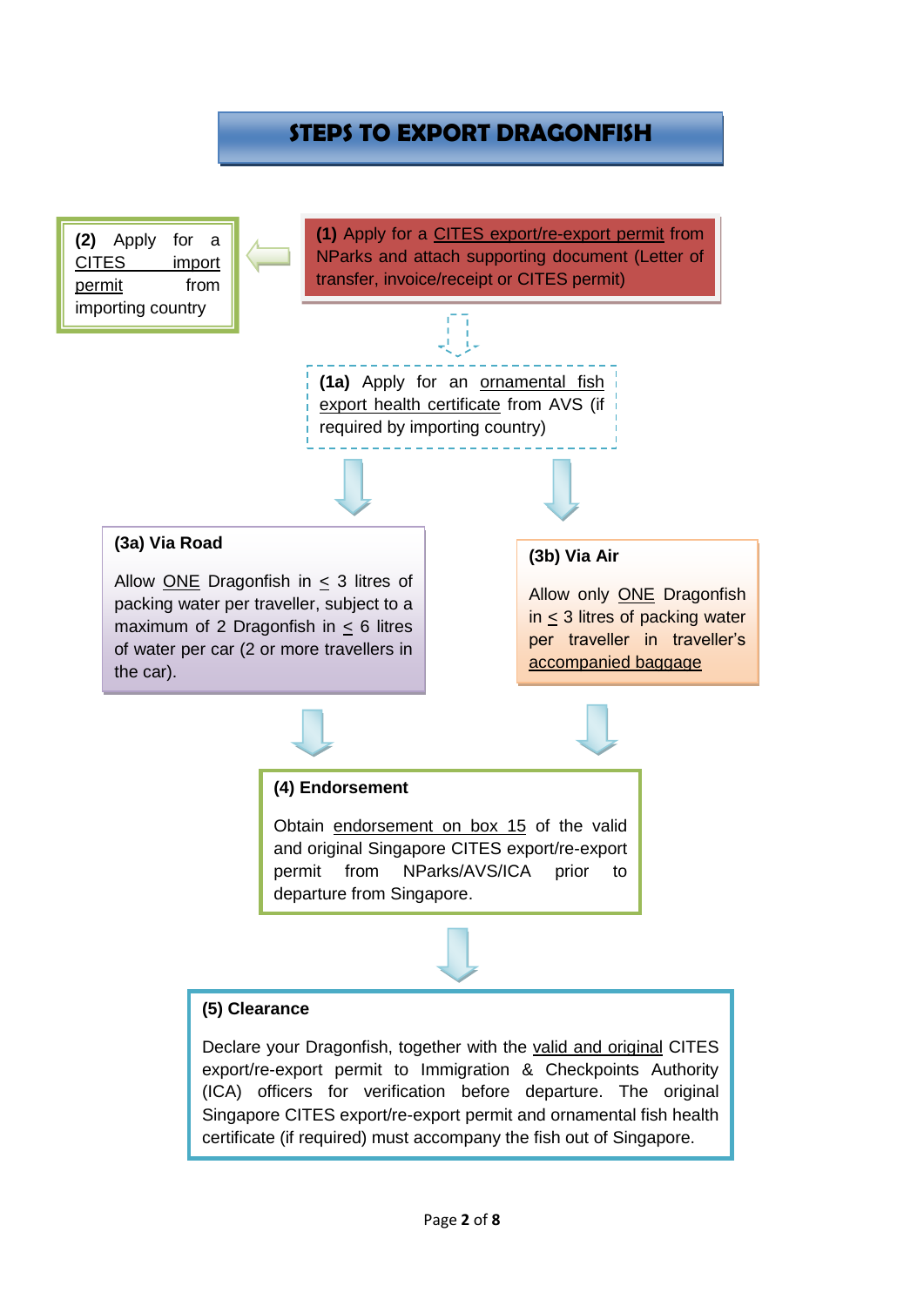# STEPS TO EXPORT DRAGONFISH

**(1)** Apply for a CITES export/re-export permit from NParks and attach supporting document (Letter of transfer, invoice/receipt or CITES permit)

**(2)** Apply for a CITES import permit from importing country

**(1a)** Apply for an ornamental fish export health certificate from AVS (if required by importing country)

**(3a) Via Road**

Allow ONE Dragonfish in ≤ 3 litres of packing water per traveller, subject to a maximum of 2 Dragonfish in ≤ 6 litres of water per car (2 or more travellers in the car).

**(3b) Via Air**

Allow only ONE Dragonfish in ≤ 3 litres of packing water per traveller in traveller's accompanied baggage

**(4) Endorsement**

Obtain endorsement on box 15 of the valid and original Singapore CITES export/re-export permit from NParks/AVS/ICA prior to departure from Singapore.

**(5) Clearance**

Declare your Dragonfish, together with the valid and original CITES export/re-export permit to Immigration & Checkpoints Authority (ICA) officers for verification before departure. The original Singapore CITES export/re-export permit and ornamental fish health certificate (if required) must accompany the fish out of Singapore.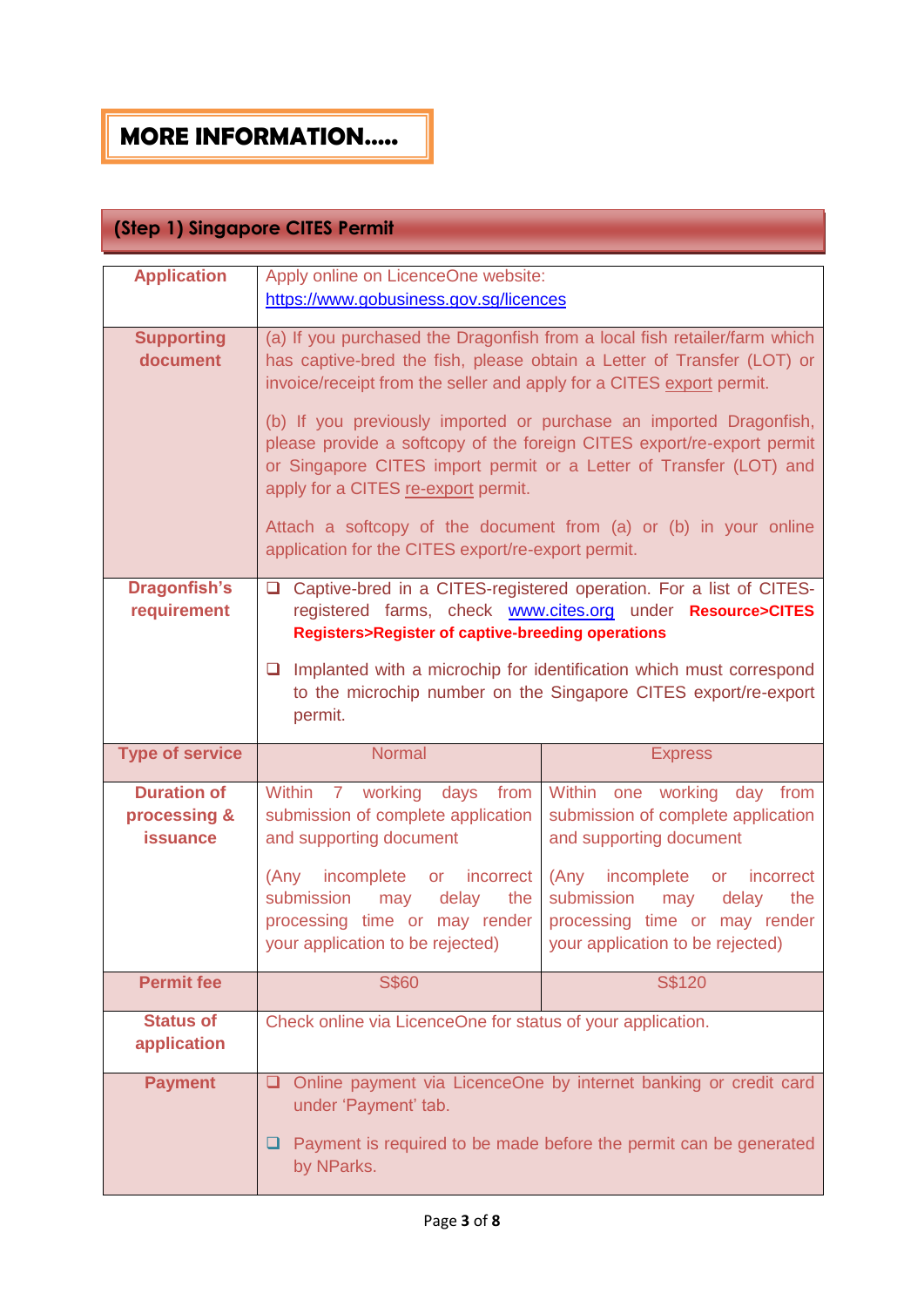# MORE INFORMATION.....

## (Step 1) Singapore CITES Permit

| | | |
|---|---|---|
| **Application** | Apply online on LicenceOne website: https://www.gobusiness.gov.sg/licences | |
| **Supporting document** | (a) If you purchased the Dragonfish from a local fish retailer/farm which has captive-bred the fish, please obtain a Letter of Transfer (LOT) or invoice/receipt from the seller and apply for a CITES export permit.<br><br>(b) If you previously imported or purchase an imported Dragonfish, please provide a softcopy of the foreign CITES export/re-export permit or Singapore CITES import permit or a Letter of Transfer (LOT) and apply for a CITES re-export permit.<br><br>Attach a softcopy of the document from (a) or (b) in your online application for the CITES export/re-export permit. | |
| **Dragonfish's requirement** | ❑ Captive-bred in a CITES-registered operation. For a list of CITES-registered farms, check www.cites.org under **Resource>CITES Registers>Register of captive-breeding operations**<br><br>❑ Implanted with a microchip for identification which must correspond to the microchip number on the Singapore CITES export/re-export permit. | |
| **Type of service** | Normal | Express |
| **Duration of processing & issuance** | Within 7 working days from submission of complete application and supporting document<br><br>(Any incomplete or incorrect submission may delay the processing time or may render your application to be rejected) | Within one working day from submission of complete application and supporting document<br><br>(Any incomplete or incorrect submission may delay the processing time or may render your application to be rejected) |
| **Permit fee** | S$60 | S$120 |
| **Status of application** | Check online via LicenceOne for status of your application. | |
| **Payment** | ❑ Online payment via LicenceOne by internet banking or credit card under 'Payment' tab.<br><br>❑ Payment is required to be made before the permit can be generated by NParks. | |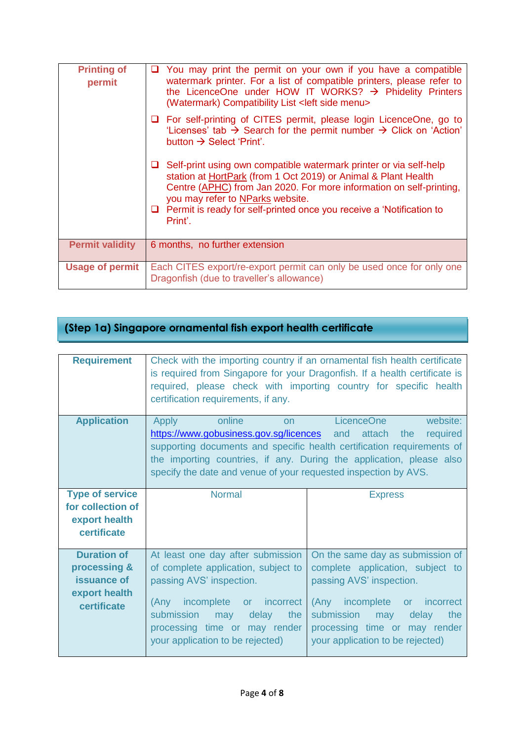| | |
|---|---|
| **Printing of permit** | ❑ You may print the permit on your own if you have a compatible watermark printer. For a list of compatible printers, please refer to the LicenceOne under HOW IT WORKS? → Phidelity Printers (Watermark) Compatibility List <left side menu><br><br>❑ For self-printing of CITES permit, please login LicenceOne, go to 'Licenses' tab → Search for the permit number → Click on 'Action' button → Select 'Print'.<br><br>❑ Self-print using own compatible watermark printer or via self-help station at HortPark (from 1 Oct 2019) or Animal & Plant Health Centre (APHC) from Jan 2020. For more information on self-printing, you may refer to NParks website.<br>❑ Permit is ready for self-printed once you receive a 'Notification to Print'. |
| **Permit validity** | 6 months, no further extension |
| **Usage of permit** | Each CITES export/re-export permit can only be used once for only one Dragonfish (due to traveller's allowance) |

## (Step 1a) Singapore ornamental fish export health certificate

| | | |
|---|---|---|
| **Requirement** | Check with the importing country if an ornamental fish health certificate is required from Singapore for your Dragonfish. If a health certificate is required, please check with importing country for specific health certification requirements, if any. | |
| **Application** | Apply online on LicenceOne website: https://www.gobusiness.gov.sg/licences and attach the required supporting documents and specific health certification requirements of the importing countries, if any. During the application, please also specify the date and venue of your requested inspection by AVS. | |
| **Type of service for collection of export health certificate** | Normal | Express |
| **Duration of processing & issuance of export health certificate** | At least one day after submission of complete application, subject to passing AVS' inspection.<br><br>(Any incomplete or incorrect submission may delay the processing time or may render your application to be rejected) | On the same day as submission of complete application, subject to passing AVS' inspection.<br><br>(Any incomplete or incorrect submission may delay the processing time or may render your application to be rejected) |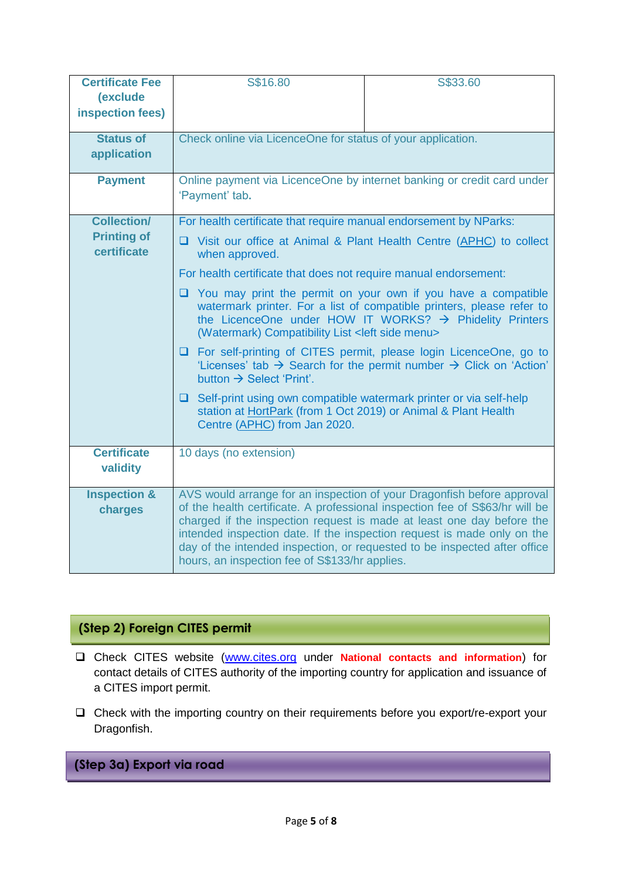| | | |
|---|---|---|
| **Certificate Fee (exclude inspection fees)** | S$16.80 | S$33.60 |
| **Status of application** | Check online via LicenceOne for status of your application. | |
| **Payment** | Online payment via LicenceOne by internet banking or credit card under 'Payment' tab. | |
| **Collection/ Printing of certificate** | For health certificate that require manual endorsement by NParks:<br>❑ Visit our office at Animal & Plant Health Centre (APHC) to collect when approved.<br>For health certificate that does not require manual endorsement:<br>❑ You may print the permit on your own if you have a compatible watermark printer. For a list of compatible printers, please refer to the LicenceOne under HOW IT WORKS? → Phidelity Printers (Watermark) Compatibility List <left side menu><br>❑ For self-printing of CITES permit, please login LicenceOne, go to 'Licenses' tab → Search for the permit number → Click on 'Action' button → Select 'Print'.<br>❑ Self-print using own compatible watermark printer or via self-help station at HortPark (from 1 Oct 2019) or Animal & Plant Health Centre (APHC) from Jan 2020. | |
| **Certificate validity** | 10 days (no extension) | |
| **Inspection & charges** | AVS would arrange for an inspection of your Dragonfish before approval of the health certificate. A professional inspection fee of S$63/hr will be charged if the inspection request is made at least one day before the intended inspection date. If the inspection request is made only on the day of the intended inspection, or requested to be inspected after office hours, an inspection fee of S$133/hr applies. | |

## (Step 2) Foreign CITES permit

- ❑ Check CITES website (www.cites.org under **National contacts and information**) for contact details of CITES authority of the importing country for application and issuance of a CITES import permit.
- ❑ Check with the importing country on their requirements before you export/re-export your Dragonfish.

## (Step 3a) Export via road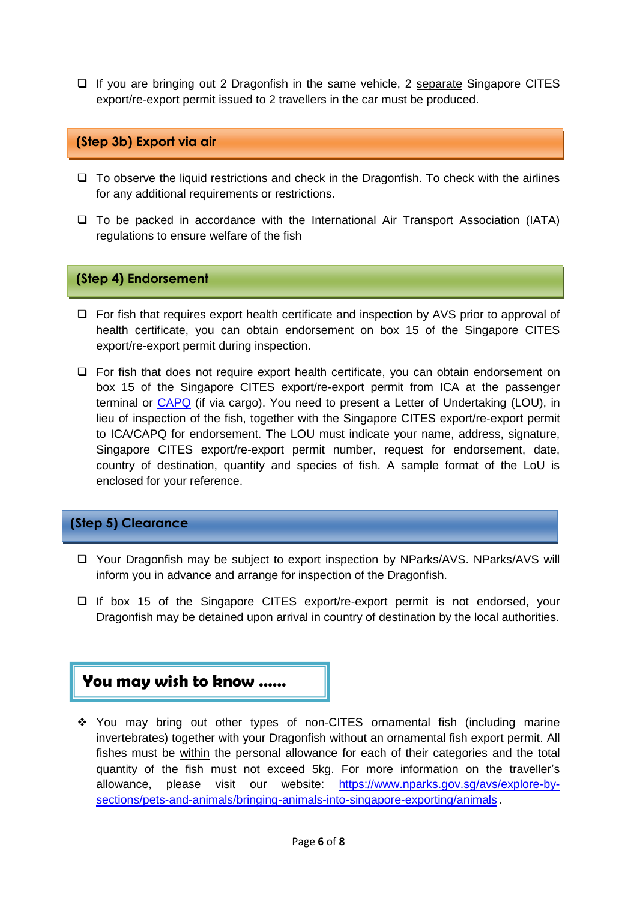- If you are bringing out 2 Dragonfish in the same vehicle, 2 separate Singapore CITES export/re-export permit issued to 2 travellers in the car must be produced.

## (Step 3b) Export via air

- To observe the liquid restrictions and check in the Dragonfish. To check with the airlines for any additional requirements or restrictions.
- To be packed in accordance with the International Air Transport Association (IATA) regulations to ensure welfare of the fish

## (Step 4) Endorsement

- For fish that requires export health certificate and inspection by AVS prior to approval of health certificate, you can obtain endorsement on box 15 of the Singapore CITES export/re-export permit during inspection.
- For fish that does not require export health certificate, you can obtain endorsement on box 15 of the Singapore CITES export/re-export permit from ICA at the passenger terminal or [CAPQ](CAPQ) (if via cargo). You need to present a Letter of Undertaking (LOU), in lieu of inspection of the fish, together with the Singapore CITES export/re-export permit to ICA/CAPQ for endorsement. The LOU must indicate your name, address, signature, Singapore CITES export/re-export permit number, request for endorsement, date, country of destination, quantity and species of fish. A sample format of the LoU is enclosed for your reference.

## (Step 5) Clearance

- Your Dragonfish may be subject to export inspection by NParks/AVS. NParks/AVS will inform you in advance and arrange for inspection of the Dragonfish.
- If box 15 of the Singapore CITES export/re-export permit is not endorsed, your Dragonfish may be detained upon arrival in country of destination by the local authorities.

## You may wish to know ……

- You may bring out other types of non-CITES ornamental fish (including marine invertebrates) together with your Dragonfish without an ornamental fish export permit. All fishes must be within the personal allowance for each of their categories and the total quantity of the fish must not exceed 5kg. For more information on the traveller's allowance, please visit our website: https://www.nparks.gov.sg/avs/explore-by-sections/pets-and-animals/bringing-animals-into-singapore-exporting/animals .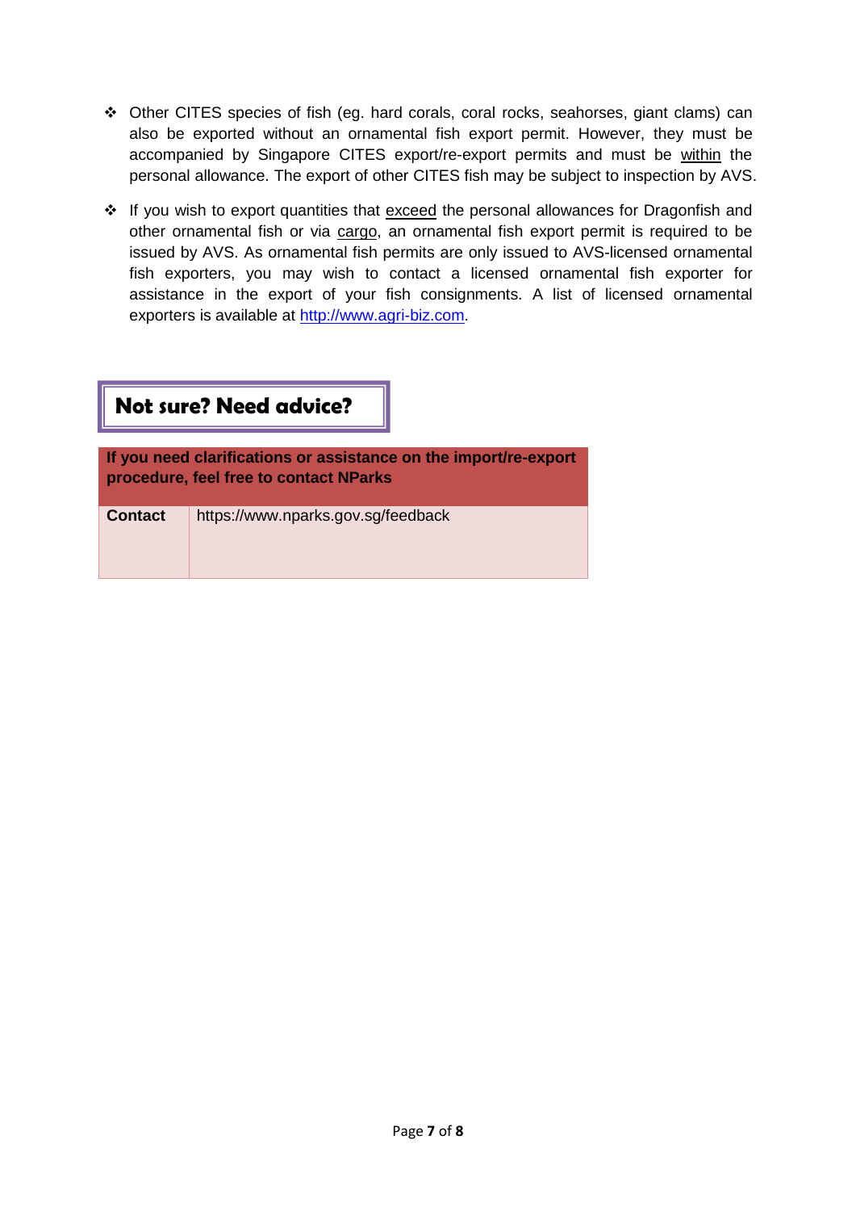- Other CITES species of fish (eg. hard corals, coral rocks, seahorses, giant clams) can also be exported without an ornamental fish export permit. However, they must be accompanied by Singapore CITES export/re-export permits and must be <u>within</u> the personal allowance. The export of other CITES fish may be subject to inspection by AVS.

- If you wish to export quantities that <u>exceed</u> the personal allowances for Dragonfish and other ornamental fish or via <u>cargo</u>, an ornamental fish export permit is required to be issued by AVS. As ornamental fish permits are only issued to AVS-licensed ornamental fish exporters, you may wish to contact a licensed ornamental fish exporter for assistance in the export of your fish consignments. A list of licensed ornamental exporters is available at [http://www.agri-biz.com](http://www.agri-biz.com).

## Not sure? Need advice?

| **If you need clarifications or assistance on the import/re-export procedure, feel free to contact NParks** | |
|---|---|
| **Contact** | https://www.nparks.gov.sg/feedback |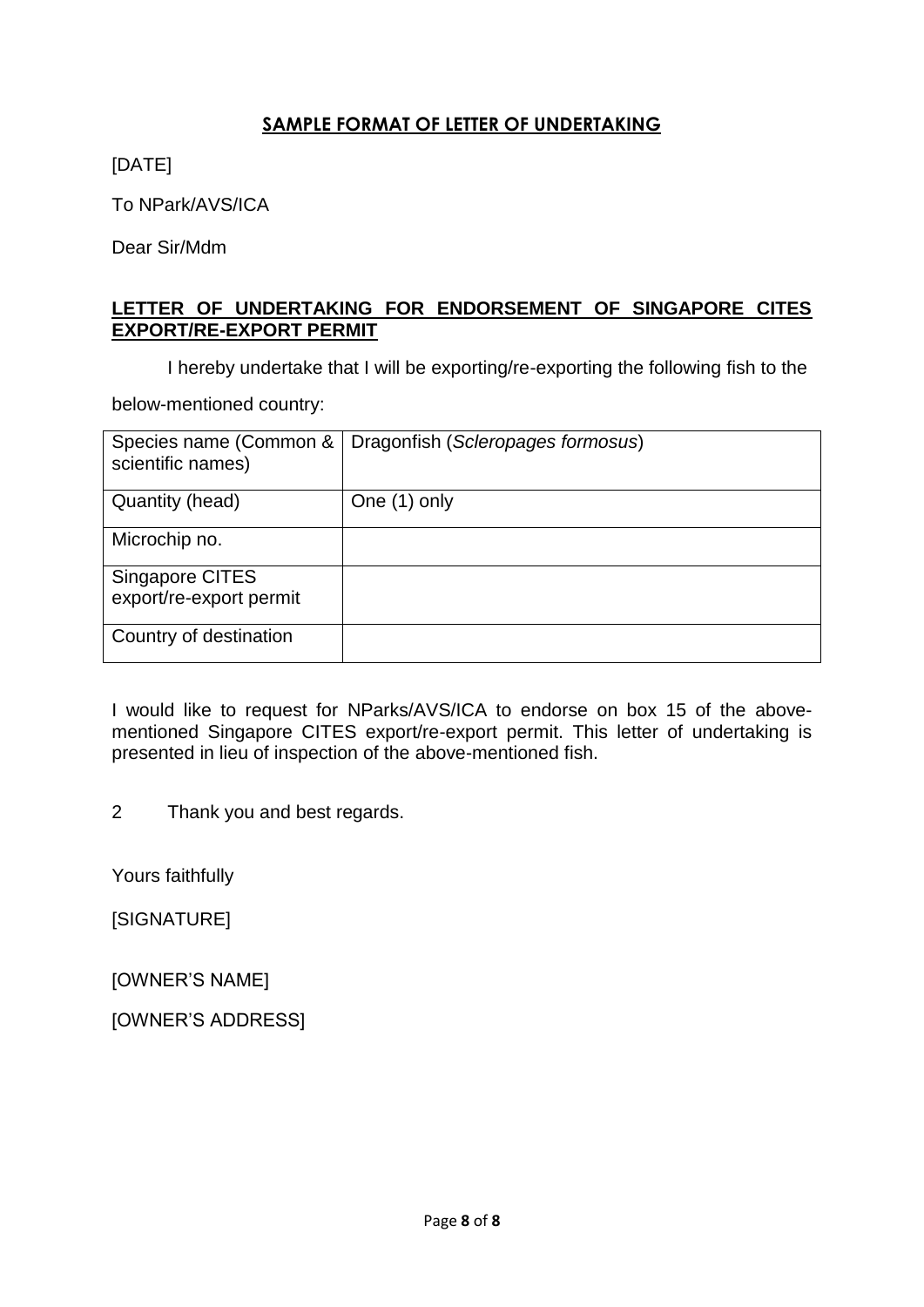## SAMPLE FORMAT OF LETTER OF UNDERTAKING

[DATE]

To NPark/AVS/ICA

Dear Sir/Mdm

**LETTER OF UNDERTAKING FOR ENDORSEMENT OF SINGAPORE CITES EXPORT/RE-EXPORT PERMIT**

I hereby undertake that I will be exporting/re-exporting the following fish to the below-mentioned country:

| | |
|---|---|
| Species name (Common & scientific names) | Dragonfish (*Scleropages formosus*) |
| Quantity (head) | One (1) only |
| Microchip no. | |
| Singapore CITES export/re-export permit | |
| Country of destination | |

I would like to request for NParks/AVS/ICA to endorse on box 15 of the above-mentioned Singapore CITES export/re-export permit. This letter of undertaking is presented in lieu of inspection of the above-mentioned fish.

2 Thank you and best regards.

Yours faithfully

[SIGNATURE]

[OWNER'S NAME]

[OWNER'S ADDRESS]